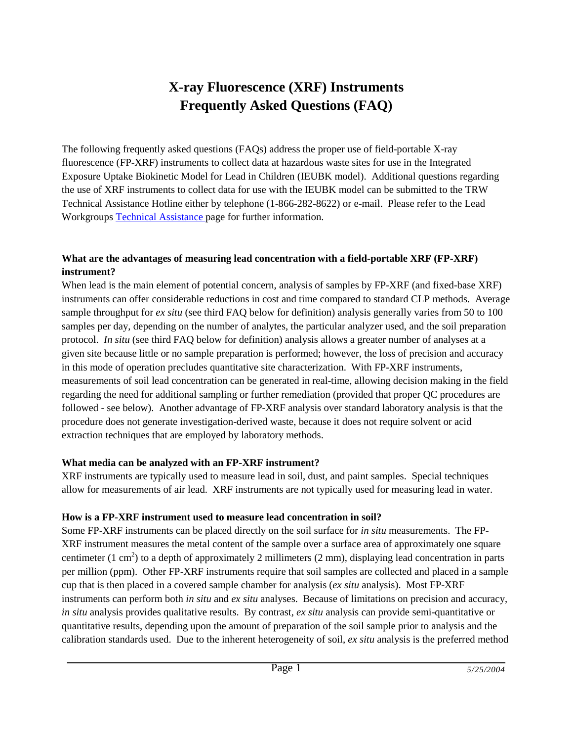# X-ray Fluorescence (XRF) Instruments Frequently Asked Questions (FAQ)

The following frequently asked questions (FAQs) address the proper use of field-portable X-ray fluorescence (FP-XRF) instruments to collect data at hazardous waste sites for use in the Integrated Exposure Uptake Biokinetic Model for Lead in Children (IEUBK model). Additional questions regarding the use of XRF instruments to collect data for use with the IEUBK model can be submitted to the TRW Technical Assistance Hotline either by telephone (1-866-282-8622) or e-mail. Please refer to the Lead Workgroups Technical Assistance page for further information.

**What are the advantages of measuring lead concentration with a field-portable XRF (FP-XRF) instrument?**

When lead is the main element of potential concern, analysis of samples by FP-XRF (and fixed-base XRF) instruments can offer considerable reductions in cost and time compared to standard CLP methods. Average sample throughput for *ex situ* (see third FAQ below for definition) analysis generally varies from 50 to 100 samples per day, depending on the number of analytes, the particular analyzer used, and the soil preparation protocol. *In situ* (see third FAQ below for definition) analysis allows a greater number of analyses at a given site because little or no sample preparation is performed; however, the loss of precision and accuracy in this mode of operation precludes quantitative site characterization. With FP-XRF instruments, measurements of soil lead concentration can be generated in real-time, allowing decision making in the field regarding the need for additional sampling or further remediation (provided that proper QC procedures are followed - see below). Another advantage of FP-XRF analysis over standard laboratory analysis is that the procedure does not generate investigation-derived waste, because it does not require solvent or acid extraction techniques that are employed by laboratory methods.

**What media can be analyzed with an FP-XRF instrument?**

XRF instruments are typically used to measure lead in soil, dust, and paint samples. Special techniques allow for measurements of air lead. XRF instruments are not typically used for measuring lead in water.

**How is a FP-XRF instrument used to measure lead concentration in soil?**

Some FP-XRF instruments can be placed directly on the soil surface for *in situ* measurements. The FP-XRF instrument measures the metal content of the sample over a surface area of approximately one square centimeter ($1\ cm^2$) to a depth of approximately 2 millimeters (2 mm), displaying lead concentration in parts per million (ppm). Other FP-XRF instruments require that soil samples are collected and placed in a sample cup that is then placed in a covered sample chamber for analysis (*ex situ* analysis). Most FP-XRF instruments can perform both *in situ* and *ex situ* analyses. Because of limitations on precision and accuracy, *in situ* analysis provides qualitative results. By contrast, *ex situ* analysis can provide semi-quantitative or quantitative results, depending upon the amount of preparation of the soil sample prior to analysis and the calibration standards used. Due to the inherent heterogeneity of soil, *ex situ* analysis is the preferred method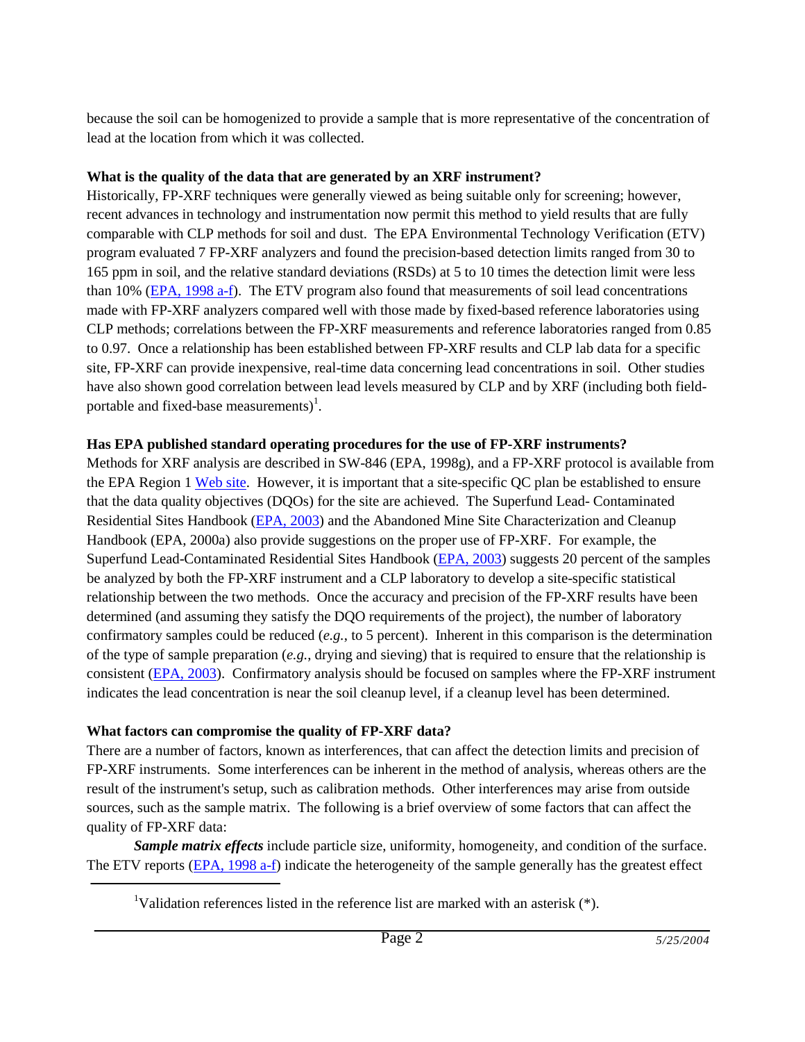because the soil can be homogenized to provide a sample that is more representative of the concentration of lead at the location from which it was collected.

**What is the quality of the data that are generated by an XRF instrument?**

Historically, FP-XRF techniques were generally viewed as being suitable only for screening; however, recent advances in technology and instrumentation now permit this method to yield results that are fully comparable with CLP methods for soil and dust. The EPA Environmental Technology Verification (ETV) program evaluated 7 FP-XRF analyzers and found the precision-based detection limits ranged from 30 to 165 ppm in soil, and the relative standard deviations (RSDs) at 5 to 10 times the detection limit were less than 10% (EPA, 1998 a-f). The ETV program also found that measurements of soil lead concentrations made with FP-XRF analyzers compared well with those made by fixed-based reference laboratories using CLP methods; correlations between the FP-XRF measurements and reference laboratories ranged from 0.85 to 0.97. Once a relationship has been established between FP-XRF results and CLP lab data for a specific site, FP-XRF can provide inexpensive, real-time data concerning lead concentrations in soil. Other studies have also shown good correlation between lead levels measured by CLP and by XRF (including both field-portable and fixed-base measurements)[1].

**Has EPA published standard operating procedures for the use of FP-XRF instruments?**

Methods for XRF analysis are described in SW-846 (EPA, 1998g), and a FP-XRF protocol is available from the EPA Region 1 Web site. However, it is important that a site-specific QC plan be established to ensure that the data quality objectives (DQOs) for the site are achieved. The Superfund Lead- Contaminated Residential Sites Handbook (EPA, 2003) and the Abandoned Mine Site Characterization and Cleanup Handbook (EPA, 2000a) also provide suggestions on the proper use of FP-XRF. For example, the Superfund Lead-Contaminated Residential Sites Handbook (EPA, 2003) suggests 20 percent of the samples be analyzed by both the FP-XRF instrument and a CLP laboratory to develop a site-specific statistical relationship between the two methods. Once the accuracy and precision of the FP-XRF results have been determined (and assuming they satisfy the DQO requirements of the project), the number of laboratory confirmatory samples could be reduced (*e.g.*, to 5 percent). Inherent in this comparison is the determination of the type of sample preparation (*e.g.*, drying and sieving) that is required to ensure that the relationship is consistent (EPA, 2003). Confirmatory analysis should be focused on samples where the FP-XRF instrument indicates the lead concentration is near the soil cleanup level, if a cleanup level has been determined.

**What factors can compromise the quality of FP-XRF data?**

There are a number of factors, known as interferences, that can affect the detection limits and precision of FP-XRF instruments. Some interferences can be inherent in the method of analysis, whereas others are the result of the instrument's setup, such as calibration methods. Other interferences may arise from outside sources, such as the sample matrix. The following is a brief overview of some factors that can affect the quality of FP-XRF data:

***Sample matrix effects*** include particle size, uniformity, homogeneity, and condition of the surface. The ETV reports (EPA, 1998 a-f) indicate the heterogeneity of the sample generally has the greatest effect

---

[1] Validation references listed in the reference list are marked with an asterisk (*).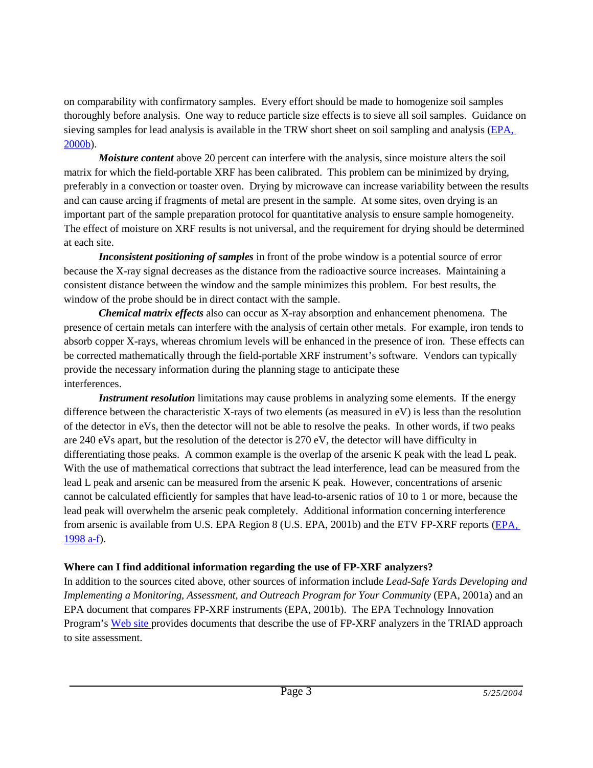on comparability with confirmatory samples. Every effort should be made to homogenize soil samples thoroughly before analysis. One way to reduce particle size effects is to sieve all soil samples. Guidance on sieving samples for lead analysis is available in the TRW short sheet on soil sampling and analysis (EPA, 2000b).

***Moisture content*** above 20 percent can interfere with the analysis, since moisture alters the soil matrix for which the field-portable XRF has been calibrated. This problem can be minimized by drying, preferably in a convection or toaster oven. Drying by microwave can increase variability between the results and can cause arcing if fragments of metal are present in the sample. At some sites, oven drying is an important part of the sample preparation protocol for quantitative analysis to ensure sample homogeneity. The effect of moisture on XRF results is not universal, and the requirement for drying should be determined at each site.

***Inconsistent positioning of samples*** in front of the probe window is a potential source of error because the X-ray signal decreases as the distance from the radioactive source increases. Maintaining a consistent distance between the window and the sample minimizes this problem. For best results, the window of the probe should be in direct contact with the sample.

***Chemical matrix effects*** also can occur as X-ray absorption and enhancement phenomena. The presence of certain metals can interfere with the analysis of certain other metals. For example, iron tends to absorb copper X-rays, whereas chromium levels will be enhanced in the presence of iron. These effects can be corrected mathematically through the field-portable XRF instrument's software. Vendors can typically provide the necessary information during the planning stage to anticipate these interferences.

***Instrument resolution*** limitations may cause problems in analyzing some elements. If the energy difference between the characteristic X-rays of two elements (as measured in eV) is less than the resolution of the detector in eVs, then the detector will not be able to resolve the peaks. In other words, if two peaks are 240 eVs apart, but the resolution of the detector is 270 eV, the detector will have difficulty in differentiating those peaks. A common example is the overlap of the arsenic K peak with the lead L peak. With the use of mathematical corrections that subtract the lead interference, lead can be measured from the lead L peak and arsenic can be measured from the arsenic K peak. However, concentrations of arsenic cannot be calculated efficiently for samples that have lead-to-arsenic ratios of 10 to 1 or more, because the lead peak will overwhelm the arsenic peak completely. Additional information concerning interference from arsenic is available from U.S. EPA Region 8 (U.S. EPA, 2001b) and the ETV FP-XRF reports (EPA, 1998 a-f).

**Where can I find additional information regarding the use of FP-XRF analyzers?**

In addition to the sources cited above, other sources of information include *Lead-Safe Yards Developing and Implementing a Monitoring, Assessment, and Outreach Program for Your Community* (EPA, 2001a) and an EPA document that compares FP-XRF instruments (EPA, 2001b). The EPA Technology Innovation Program's Web site provides documents that describe the use of FP-XRF analyzers in the TRIAD approach to site assessment.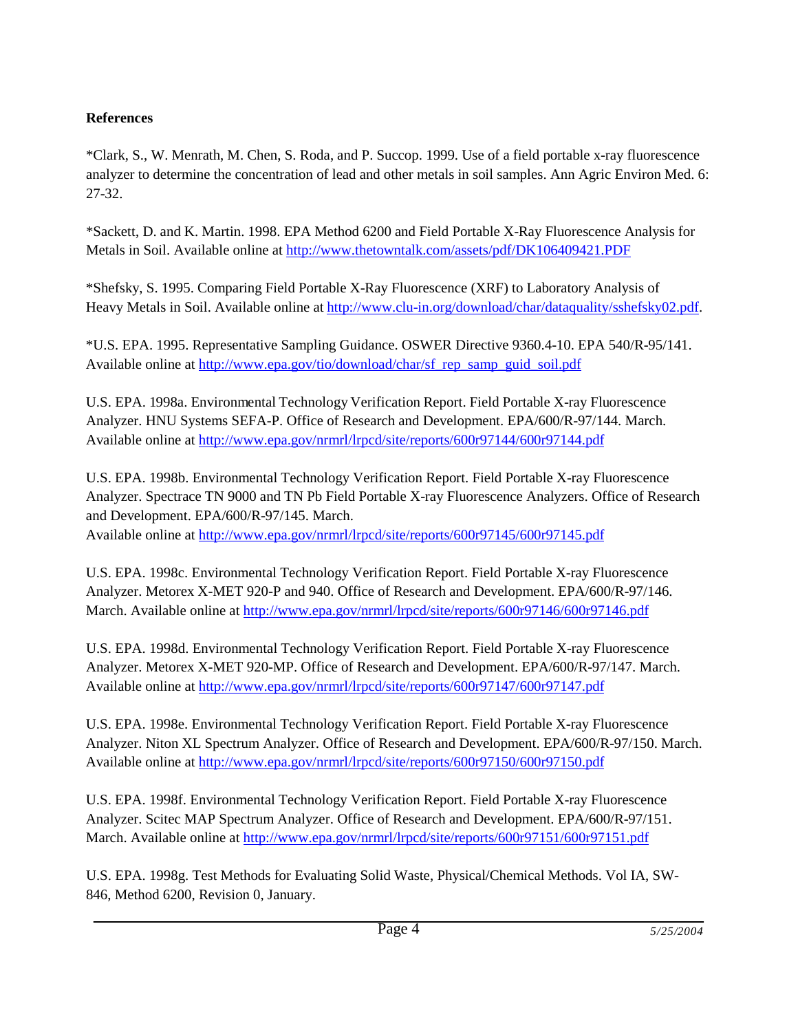**References**

*Clark, S., W. Menrath, M. Chen, S. Roda, and P. Succop. 1999. Use of a field portable x-ray fluorescence analyzer to determine the concentration of lead and other metals in soil samples. Ann Agric Environ Med. 6: 27-32.

*Sackett, D. and K. Martin. 1998. EPA Method 6200 and Field Portable X-Ray Fluorescence Analysis for Metals in Soil. Available online at http://www.thetowntalk.com/assets/pdf/DK106409421.PDF

*Shefsky, S. 1995. Comparing Field Portable X-Ray Fluorescence (XRF) to Laboratory Analysis of Heavy Metals in Soil. Available online at http://www.clu-in.org/download/char/dataquality/sshefsky02.pdf.

*U.S. EPA. 1995. Representative Sampling Guidance. OSWER Directive 9360.4-10. EPA 540/R-95/141. Available online at http://www.epa.gov/tio/download/char/sf_rep_samp_guid_soil.pdf

U.S. EPA. 1998a. Environmental Technology Verification Report. Field Portable X-ray Fluorescence Analyzer. HNU Systems SEFA-P. Office of Research and Development. EPA/600/R-97/144. March. Available online at http://www.epa.gov/nrmrl/lrpcd/site/reports/600r97144/600r97144.pdf

U.S. EPA. 1998b. Environmental Technology Verification Report. Field Portable X-ray Fluorescence Analyzer. Spectrace TN 9000 and TN Pb Field Portable X-ray Fluorescence Analyzers. Office of Research and Development. EPA/600/R-97/145. March.
Available online at http://www.epa.gov/nrmrl/lrpcd/site/reports/600r97145/600r97145.pdf

U.S. EPA. 1998c. Environmental Technology Verification Report. Field Portable X-ray Fluorescence Analyzer. Metorex X-MET 920-P and 940. Office of Research and Development. EPA/600/R-97/146. March. Available online at http://www.epa.gov/nrmrl/lrpcd/site/reports/600r97146/600r97146.pdf

U.S. EPA. 1998d. Environmental Technology Verification Report. Field Portable X-ray Fluorescence Analyzer. Metorex X-MET 920-MP. Office of Research and Development. EPA/600/R-97/147. March. Available online at http://www.epa.gov/nrmrl/lrpcd/site/reports/600r97147/600r97147.pdf

U.S. EPA. 1998e. Environmental Technology Verification Report. Field Portable X-ray Fluorescence Analyzer. Niton XL Spectrum Analyzer. Office of Research and Development. EPA/600/R-97/150. March. Available online at http://www.epa.gov/nrmrl/lrpcd/site/reports/600r97150/600r97150.pdf

U.S. EPA. 1998f. Environmental Technology Verification Report. Field Portable X-ray Fluorescence Analyzer. Scitec MAP Spectrum Analyzer. Office of Research and Development. EPA/600/R-97/151. March. Available online at http://www.epa.gov/nrmrl/lrpcd/site/reports/600r97151/600r97151.pdf

U.S. EPA. 1998g. Test Methods for Evaluating Solid Waste, Physical/Chemical Methods. Vol IA, SW-846, Method 6200, Revision 0, January.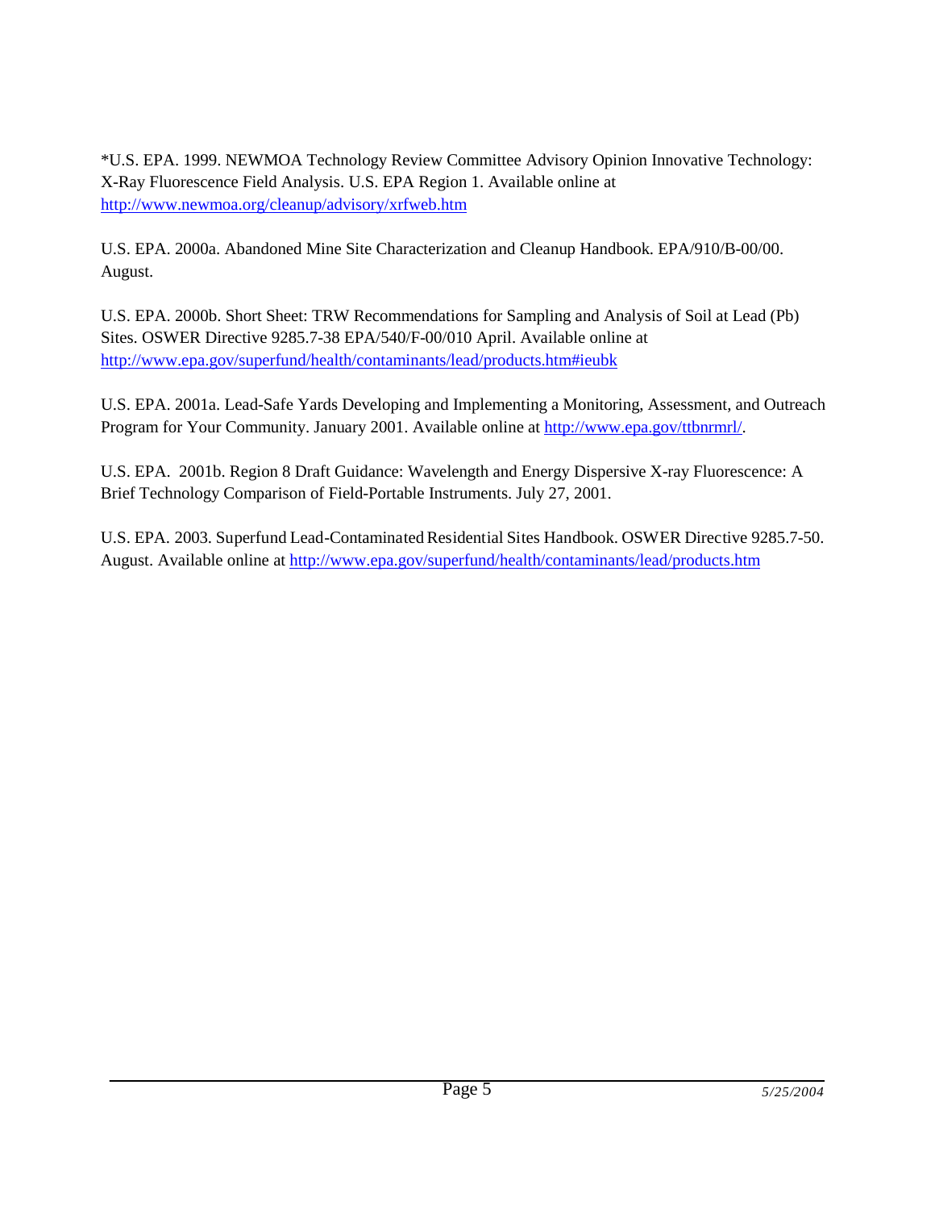*U.S. EPA. 1999. NEWMOA Technology Review Committee Advisory Opinion Innovative Technology: X-Ray Fluorescence Field Analysis. U.S. EPA Region 1. Available online at http://www.newmoa.org/cleanup/advisory/xrfweb.htm

U.S. EPA. 2000a. Abandoned Mine Site Characterization and Cleanup Handbook. EPA/910/B-00/00. August.

U.S. EPA. 2000b. Short Sheet: TRW Recommendations for Sampling and Analysis of Soil at Lead (Pb) Sites. OSWER Directive 9285.7-38 EPA/540/F-00/010 April. Available online at http://www.epa.gov/superfund/health/contaminants/lead/products.htm#ieubk

U.S. EPA. 2001a. Lead-Safe Yards Developing and Implementing a Monitoring, Assessment, and Outreach Program for Your Community. January 2001. Available online at http://www.epa.gov/ttbnrmrl/.

U.S. EPA. 2001b. Region 8 Draft Guidance: Wavelength and Energy Dispersive X-ray Fluorescence: A Brief Technology Comparison of Field-Portable Instruments. July 27, 2001.

U.S. EPA. 2003. Superfund Lead-Contaminated Residential Sites Handbook. OSWER Directive 9285.7-50. August. Available online at http://www.epa.gov/superfund/health/contaminants/lead/products.htm